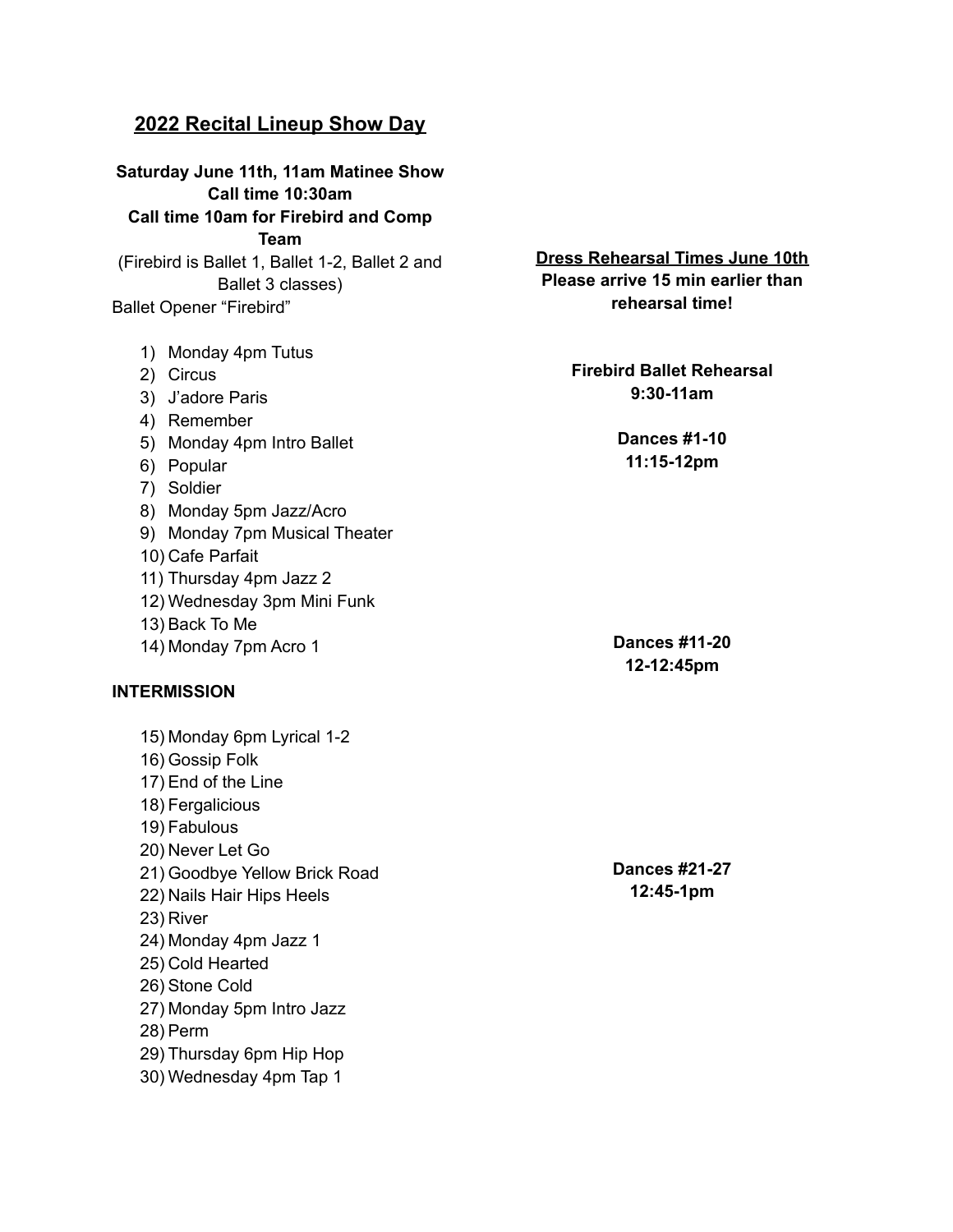## 2022 Recital Lineup Show Day

**Saturday June 11th, 11am Matinee Show**
**Call time 10:30am**
**Call time 10am for Firebird and Comp Team**
(Firebird is Ballet 1, Ballet 1-2, Ballet 2 and Ballet 3 classes)
Ballet Opener "Firebird"

1) Monday 4pm Tutus
2) Circus
3) J'adore Paris
4) Remember
5) Monday 4pm Intro Ballet
6) Popular
7) Soldier
8) Monday 5pm Jazz/Acro
9) Monday 7pm Musical Theater
10) Cafe Parfait
11) Thursday 4pm Jazz 2
12) Wednesday 3pm Mini Funk
13) Back To Me
14) Monday 7pm Acro 1

**INTERMISSION**

15) Monday 6pm Lyrical 1-2
16) Gossip Folk
17) End of the Line
18) Fergalicious
19) Fabulous
20) Never Let Go
21) Goodbye Yellow Brick Road
22) Nails Hair Hips Heels
23) River
24) Monday 4pm Jazz 1
25) Cold Hearted
26) Stone Cold
27) Monday 5pm Intro Jazz
28) Perm
29) Thursday 6pm Hip Hop
30) Wednesday 4pm Tap 1

**Dress Rehearsal Times June 10th**
**Please arrive 15 min earlier than rehearsal time!**

**Firebird Ballet Rehearsal**
**9:30-11am**

**Dances #1-10**
**11:15-12pm**

**Dances #11-20**
**12-12:45pm**

**Dances #21-27**
**12:45-1pm**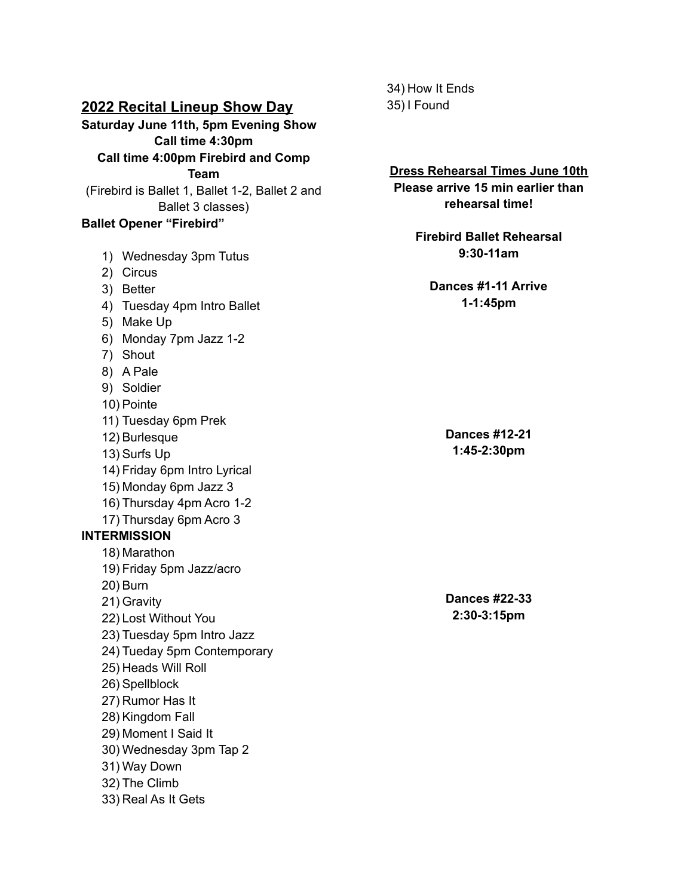## 2022 Recital Lineup Show Day

**Saturday June 11th, 5pm Evening Show**

**Call time 4:30pm**

**Call time 4:00pm Firebird and Comp Team**

(Firebird is Ballet 1, Ballet 1-2, Ballet 2 and Ballet 3 classes)

**Ballet Opener "Firebird"**

1) Wednesday 3pm Tutus
2) Circus
3) Better
4) Tuesday 4pm Intro Ballet
5) Make Up
6) Monday 7pm Jazz 1-2
7) Shout
8) A Pale
9) Soldier
10) Pointe
11) Tuesday 6pm Prek
12) Burlesque
13) Surfs Up
14) Friday 6pm Intro Lyrical
15) Monday 6pm Jazz 3
16) Thursday 4pm Acro 1-2
17) Thursday 6pm Acro 3

**INTERMISSION**

18) Marathon
19) Friday 5pm Jazz/acro
20) Burn
21) Gravity
22) Lost Without You
23) Tuesday 5pm Intro Jazz
24) Tueday 5pm Contemporary
25) Heads Will Roll
26) Spellblock
27) Rumor Has It
28) Kingdom Fall
29) Moment I Said It
30) Wednesday 3pm Tap 2
31) Way Down
32) The Climb
33) Real As It Gets
34) How It Ends
35) I Found

## Dress Rehearsal Times June 10th

**Please arrive 15 min earlier than rehearsal time!**

**Firebird Ballet Rehearsal**
**9:30-11am**

**Dances #1-11 Arrive**
**1-1:45pm**

**Dances #12-21**
**1:45-2:30pm**

**Dances #22-33**
**2:30-3:15pm**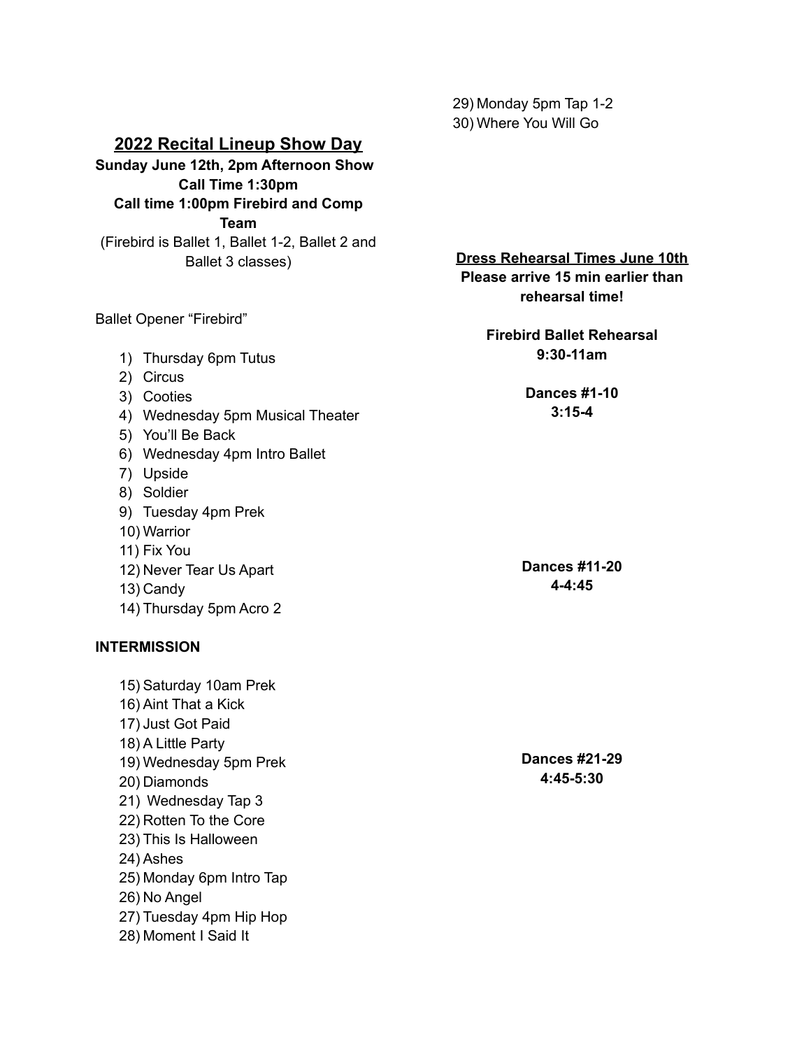## 2022 Recital Lineup Show Day

**Sunday June 12th, 2pm Afternoon Show**
**Call Time 1:30pm**
**Call time 1:00pm Firebird and Comp Team**
(Firebird is Ballet 1, Ballet 1-2, Ballet 2 and Ballet 3 classes)

Ballet Opener "Firebird"

1) Thursday 6pm Tutus
2) Circus
3) Cooties
4) Wednesday 5pm Musical Theater
5) You'll Be Back
6) Wednesday 4pm Intro Ballet
7) Upside
8) Soldier
9) Tuesday 4pm Prek
10) Warrior
11) Fix You
12) Never Tear Us Apart
13) Candy
14) Thursday 5pm Acro 2

**INTERMISSION**

15) Saturday 10am Prek
16) Aint That a Kick
17) Just Got Paid
18) A Little Party
19) Wednesday 5pm Prek
20) Diamonds
21) Wednesday Tap 3
22) Rotten To the Core
23) This Is Halloween
24) Ashes
25) Monday 6pm Intro Tap
26) No Angel
27) Tuesday 4pm Hip Hop
28) Moment I Said It
29) Monday 5pm Tap 1-2
30) Where You Will Go

**<u>Dress Rehearsal Times June 10th</u>**
**Please arrive 15 min earlier than rehearsal time!**

**Firebird Ballet Rehearsal**
**9:30-11am**

**Dances #1-10**
**3:15-4**

**Dances #11-20**
**4-4:45**

**Dances #21-29**
**4:45-5:30**